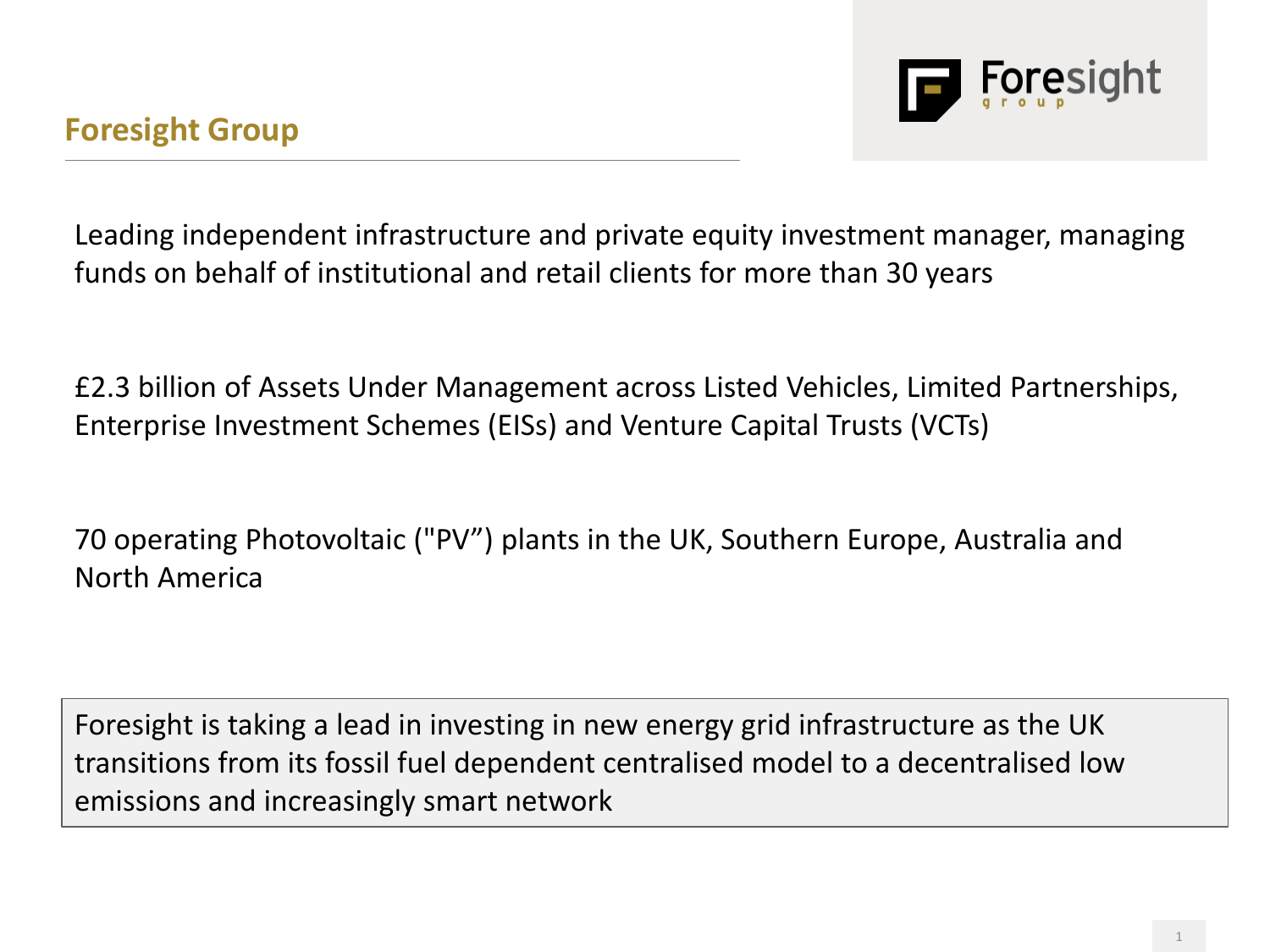## Foresight Group

Leading independent infrastructure and private equity investment manager, managing funds on behalf of institutional and retail clients for more than 30 years

£2.3 billion of Assets Under Management across Listed Vehicles, Limited Partnerships, Enterprise Investment Schemes (EISs) and Venture Capital Trusts (VCTs)

70 operating Photovoltaic ("PV") plants in the UK, Southern Europe, Australia and North America

Foresight is taking a lead in investing in new energy grid infrastructure as the UK transitions from its fossil fuel dependent centralised model to a decentralised low emissions and increasingly smart network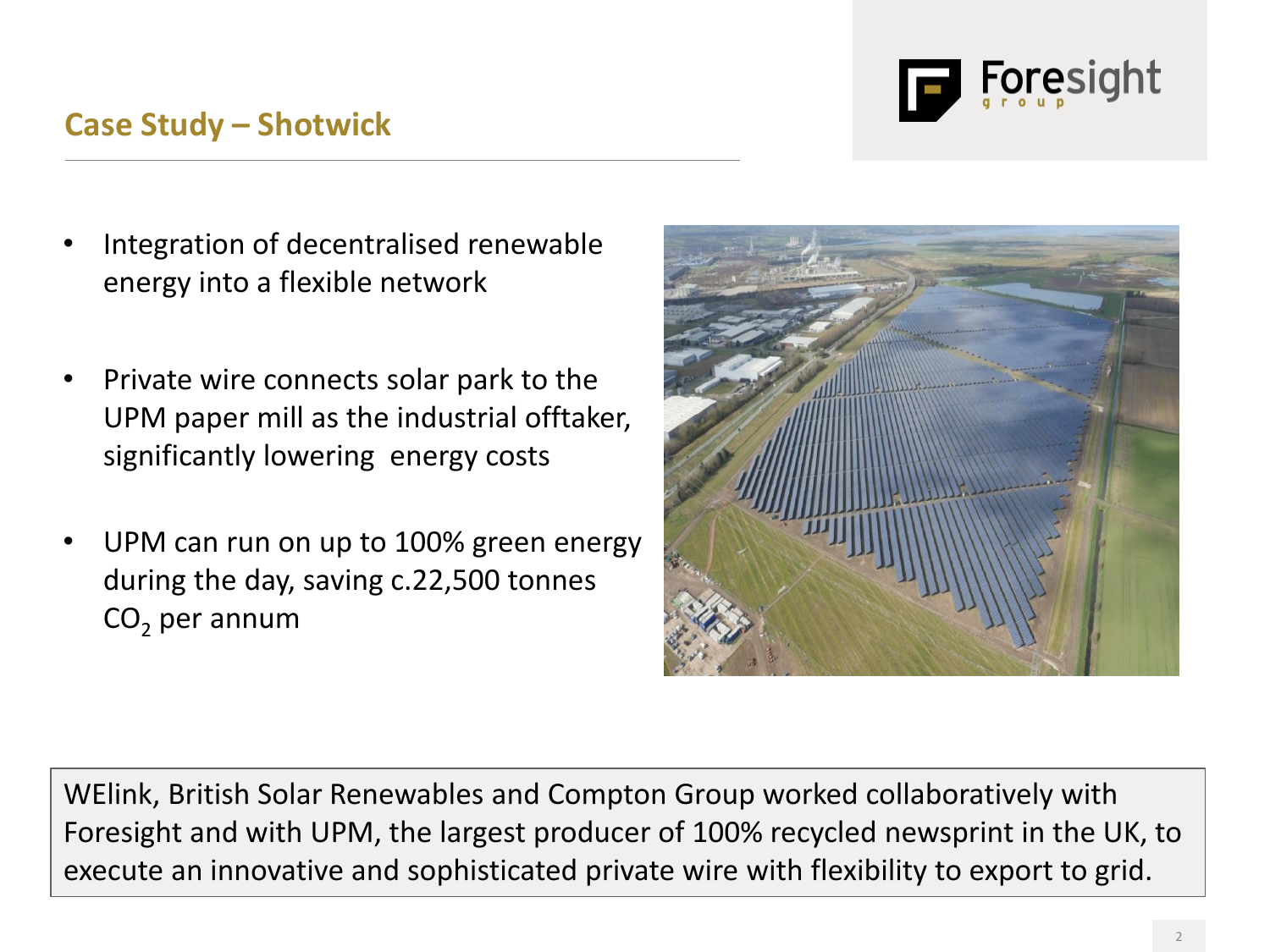## Case Study – Shotwick

- Integration of decentralised renewable energy into a flexible network
- Private wire connects solar park to the UPM paper mill as the industrial offtaker, significantly lowering energy costs
- UPM can run on up to 100% green energy during the day, saving c.22,500 tonnes $CO_2$ per annum

WElink, British Solar Renewables and Compton Group worked collaboratively with Foresight and with UPM, the largest producer of 100% recycled newsprint in the UK, to execute an innovative and sophisticated private wire with flexibility to export to grid.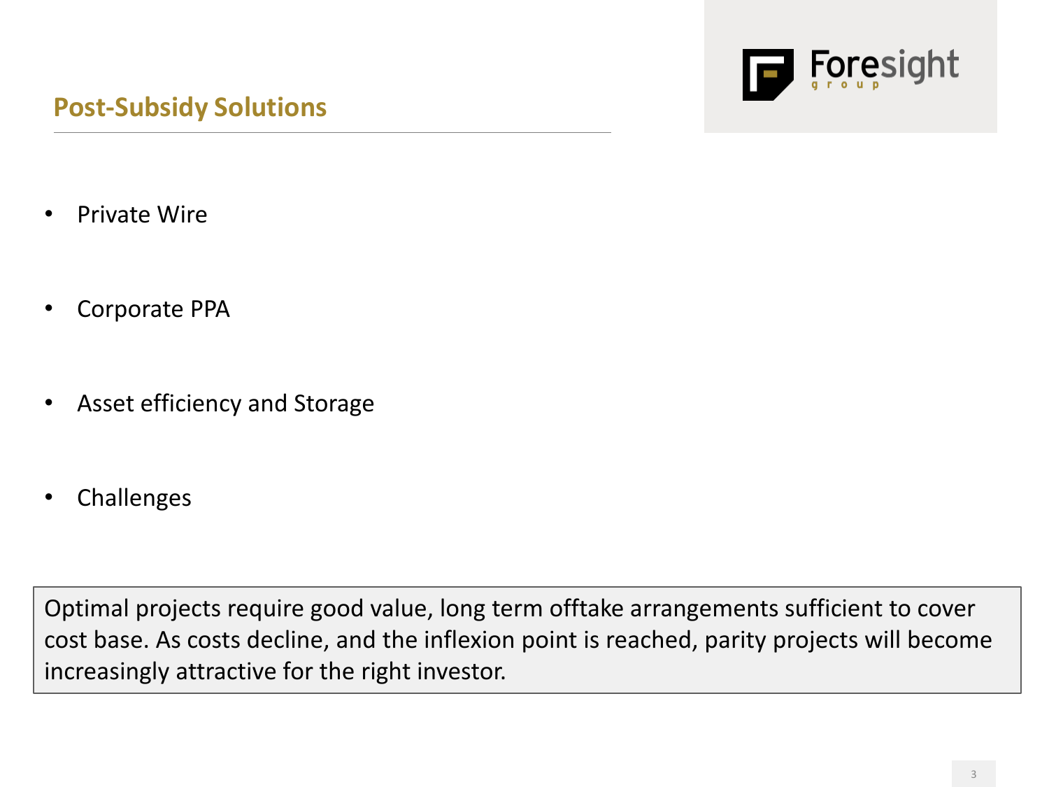## Post-Subsidy Solutions

- Private Wire
- Corporate PPA
- Asset efficiency and Storage
- Challenges

Optimal projects require good value, long term offtake arrangements sufficient to cover cost base. As costs decline, and the inflexion point is reached, parity projects will become increasingly attractive for the right investor.